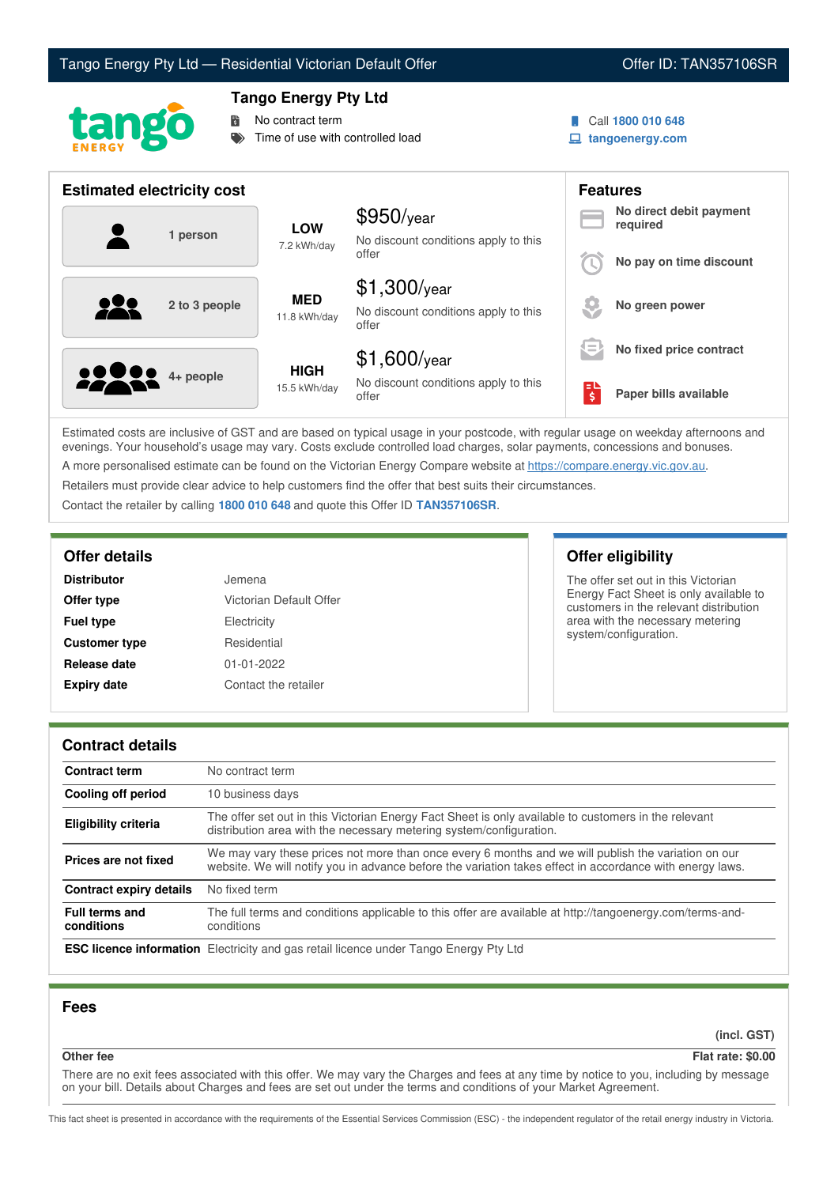# Tango Energy Pty Ltd — Residential Victorian Default Offer

Offer ID: TAN357106SR

## Tango Energy Pty Ltd

- No contract term
- Time of use with controlled load

Call **1800 010 648**
**tangoenergy.com**

## Estimated electricity cost

| Household | Usage | Cost |
|---|---|---|
| 1 person | **LOW** 7.2 kWh/day | $950/year No discount conditions apply to this offer |
| 2 to 3 people | **MED** 11.8 kWh/day | $1,300/year No discount conditions apply to this offer |
| 4+ people | **HIGH** 15.5 kWh/day | $1,600/year No discount conditions apply to this offer |

## Features

- **No direct debit payment required**
- **No pay on time discount**
- **No green power**
- **No fixed price contract**
- **Paper bills available**

Estimated costs are inclusive of GST and are based on typical usage in your postcode, with regular usage on weekday afternoons and evenings. Your household's usage may vary. Costs exclude controlled load charges, solar payments, concessions and bonuses.

A more personalised estimate can be found on the Victorian Energy Compare website at https://compare.energy.vic.gov.au.

Retailers must provide clear advice to help customers find the offer that best suits their circumstances.

Contact the retailer by calling **1800 010 648** and quote this Offer ID **TAN357106SR**.

## Offer details

| | |
|---|---|
| **Distributor** | Jemena |
| **Offer type** | Victorian Default Offer |
| **Fuel type** | Electricity |
| **Customer type** | Residential |
| **Release date** | 01-01-2022 |
| **Expiry date** | Contact the retailer |

## Offer eligibility

The offer set out in this Victorian Energy Fact Sheet is only available to customers in the relevant distribution area with the necessary metering system/configuration.

## Contract details

| | |
|---|---|
| **Contract term** | No contract term |
| **Cooling off period** | 10 business days |
| **Eligibility criteria** | The offer set out in this Victorian Energy Fact Sheet is only available to customers in the relevant distribution area with the necessary metering system/configuration. |
| **Prices are not fixed** | We may vary these prices not more than once every 6 months and we will publish the variation on our website. We will notify you in advance before the variation takes effect in accordance with energy laws. |
| **Contract expiry details** | No fixed term |
| **Full terms and conditions** | The full terms and conditions applicable to this offer are available at http://tangoenergy.com/terms-and-conditions |
| **ESC licence information** | Electricity and gas retail licence under Tango Energy Pty Ltd |

## Fees

| | (incl. GST) |
|---|---|
| **Other fee** | **Flat rate: $0.00** |

There are no exit fees associated with this offer. We may vary the Charges and fees at any time by notice to you, including by message on your bill. Details about Charges and fees are set out under the terms and conditions of your Market Agreement.

This fact sheet is presented in accordance with the requirements of the Essential Services Commission (ESC) - the independent regulator of the retail energy industry in Victoria.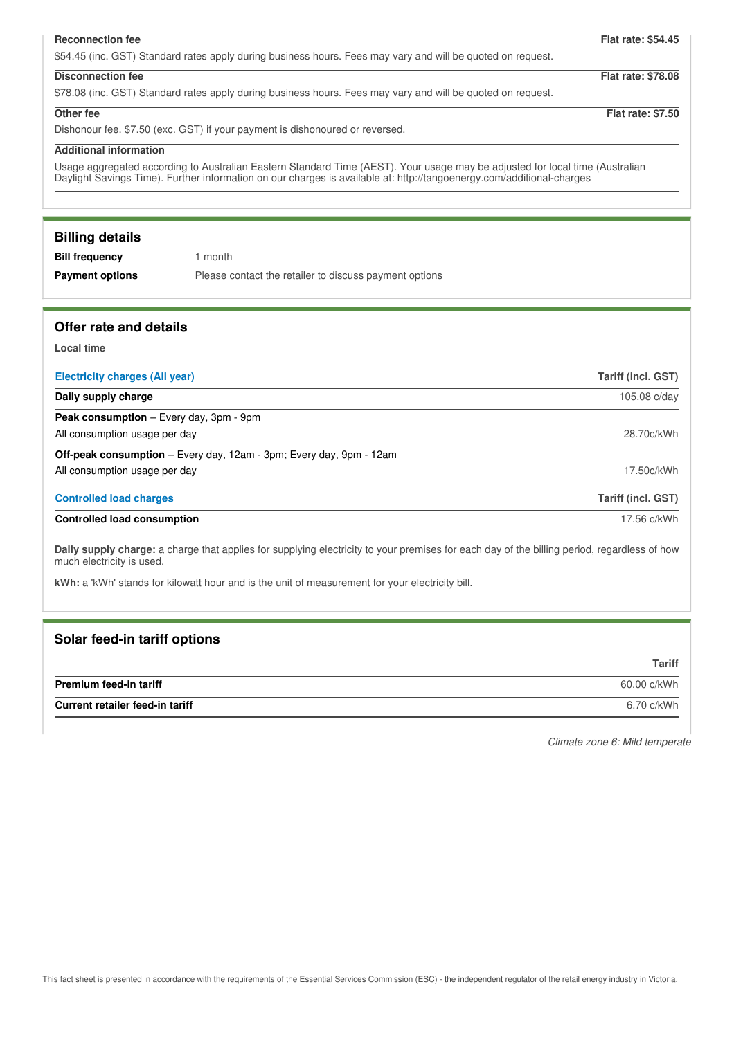| Reconnection fee | Flat rate: $54.45 |
|---|---|
| $54.45 (inc. GST) Standard rates apply during business hours. Fees may vary and will be quoted on request. | |

| Disconnection fee | Flat rate: $78.08 |
|---|---|
| $78.08 (inc. GST) Standard rates apply during business hours. Fees may vary and will be quoted on request. | |

| Other fee | Flat rate: $7.50 |
|---|---|
| Dishonour fee. $7.50 (exc. GST) if your payment is dishonoured or reversed. | |

**Additional information**

Usage aggregated according to Australian Eastern Standard Time (AEST). Your usage may be adjusted for local time (Australian Daylight Savings Time). Further information on our charges is available at: http://tangoenergy.com/additional-charges

## Billing details

| | |
|---|---|
| **Bill frequency** | 1 month |
| **Payment options** | Please contact the retailer to discuss payment options |

## Offer rate and details

**Local time**

| Electricity charges (All year) | Tariff (incl. GST) |
|---|---|
| **Daily supply charge** | 105.08 c/day |
| **Peak consumption** – Every day, 3pm - 9pm | |
| All consumption usage per day | 28.70c/kWh |
| **Off-peak consumption** – Every day, 12am - 3pm; Every day, 9pm - 12am | |
| All consumption usage per day | 17.50c/kWh |

| Controlled load charges | Tariff (incl. GST) |
|---|---|
| **Controlled load consumption** | 17.56 c/kWh |

**Daily supply charge:** a charge that applies for supplying electricity to your premises for each day of the billing period, regardless of how much electricity is used.

**kWh:** a 'kWh' stands for kilowatt hour and is the unit of measurement for your electricity bill.

## Solar feed-in tariff options

| | Tariff |
|---|---|
| **Premium feed-in tariff** | 60.00 c/kWh |
| **Current retailer feed-in tariff** | 6.70 c/kWh |

*Climate zone 6: Mild temperate*

This fact sheet is presented in accordance with the requirements of the Essential Services Commission (ESC) - the independent regulator of the retail energy industry in Victoria.